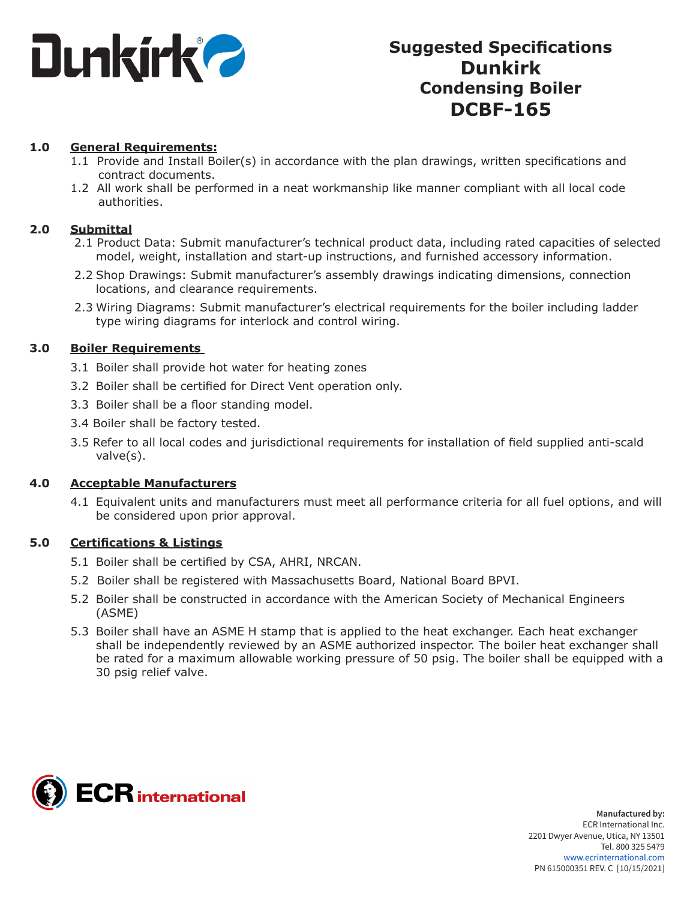# Suggested Specifications Dunkirk Condensing Boiler DCBF-165

## 1.0 General Requirements:

1.1 Provide and Install Boiler(s) in accordance with the plan drawings, written specifications and contract documents.

1.2 All work shall be performed in a neat workmanship like manner compliant with all local code authorities.

## 2.0 Submittal

2.1 Product Data: Submit manufacturer's technical product data, including rated capacities of selected model, weight, installation and start-up instructions, and furnished accessory information.

2.2 Shop Drawings: Submit manufacturer's assembly drawings indicating dimensions, connection locations, and clearance requirements.

2.3 Wiring Diagrams: Submit manufacturer's electrical requirements for the boiler including ladder type wiring diagrams for interlock and control wiring.

## 3.0 Boiler Requirements

3.1 Boiler shall provide hot water for heating zones

3.2 Boiler shall be certified for Direct Vent operation only.

3.3 Boiler shall be a floor standing model.

3.4 Boiler shall be factory tested.

3.5 Refer to all local codes and jurisdictional requirements for installation of field supplied anti-scald valve(s).

## 4.0 Acceptable Manufacturers

4.1 Equivalent units and manufacturers must meet all performance criteria for all fuel options, and will be considered upon prior approval.

## 5.0 Certifications & Listings

5.1 Boiler shall be certified by CSA, AHRI, NRCAN.

5.2 Boiler shall be registered with Massachusetts Board, National Board BPVI.

5.2 Boiler shall be constructed in accordance with the American Society of Mechanical Engineers (ASME)

5.3 Boiler shall have an ASME H stamp that is applied to the heat exchanger. Each heat exchanger shall be independently reviewed by an ASME authorized inspector. The boiler heat exchanger shall be rated for a maximum allowable working pressure of 50 psig. The boiler shall be equipped with a 30 psig relief valve.

**Manufactured by:**
ECR International Inc.
2201 Dwyer Avenue, Utica, NY 13501
Tel. 800 325 5479
www.ecrinternational.com
PN 615000351 REV. C [10/15/2021]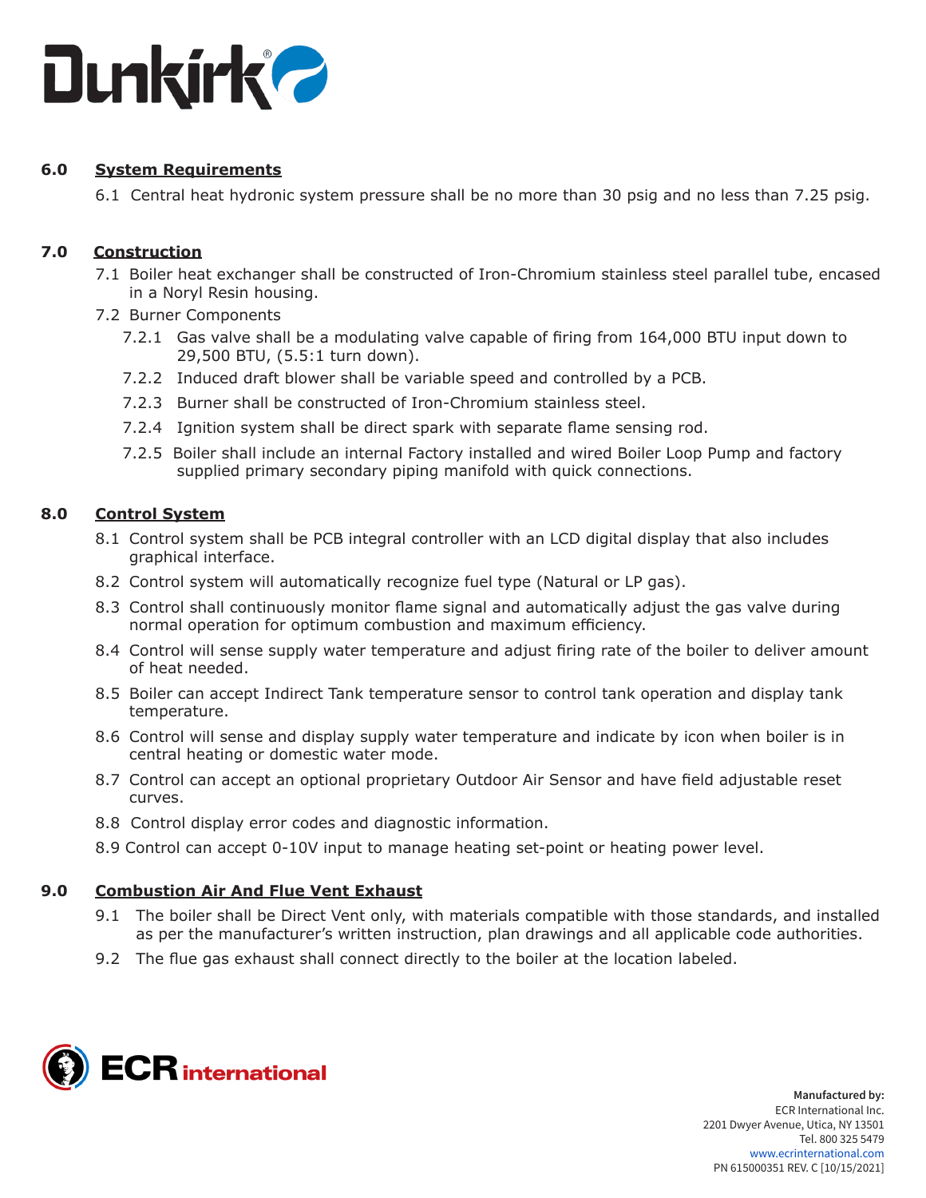## 6.0 System Requirements

6.1 Central heat hydronic system pressure shall be no more than 30 psig and no less than 7.25 psig.

## 7.0 Construction

7.1 Boiler heat exchanger shall be constructed of Iron-Chromium stainless steel parallel tube, encased in a Noryl Resin housing.

7.2 Burner Components

- 7.2.1 Gas valve shall be a modulating valve capable of firing from 164,000 BTU input down to 29,500 BTU, (5.5:1 turn down).
- 7.2.2 Induced draft blower shall be variable speed and controlled by a PCB.
- 7.2.3 Burner shall be constructed of Iron-Chromium stainless steel.
- 7.2.4 Ignition system shall be direct spark with separate flame sensing rod.
- 7.2.5 Boiler shall include an internal Factory installed and wired Boiler Loop Pump and factory supplied primary secondary piping manifold with quick connections.

## 8.0 Control System

8.1 Control system shall be PCB integral controller with an LCD digital display that also includes graphical interface.

8.2 Control system will automatically recognize fuel type (Natural or LP gas).

8.3 Control shall continuously monitor flame signal and automatically adjust the gas valve during normal operation for optimum combustion and maximum efficiency.

8.4 Control will sense supply water temperature and adjust firing rate of the boiler to deliver amount of heat needed.

8.5 Boiler can accept Indirect Tank temperature sensor to control tank operation and display tank temperature.

8.6 Control will sense and display supply water temperature and indicate by icon when boiler is in central heating or domestic water mode.

8.7 Control can accept an optional proprietary Outdoor Air Sensor and have field adjustable reset curves.

8.8 Control display error codes and diagnostic information.

8.9 Control can accept 0-10V input to manage heating set-point or heating power level.

## 9.0 Combustion Air And Flue Vent Exhaust

9.1 The boiler shall be Direct Vent only, with materials compatible with those standards, and installed as per the manufacturer's written instruction, plan drawings and all applicable code authorities.

9.2 The flue gas exhaust shall connect directly to the boiler at the location labeled.

**Manufactured by:**
ECR International Inc.
2201 Dwyer Avenue, Utica, NY 13501
Tel. 800 325 5479
www.ecrinternational.com
PN 615000351 REV. C [10/15/2021]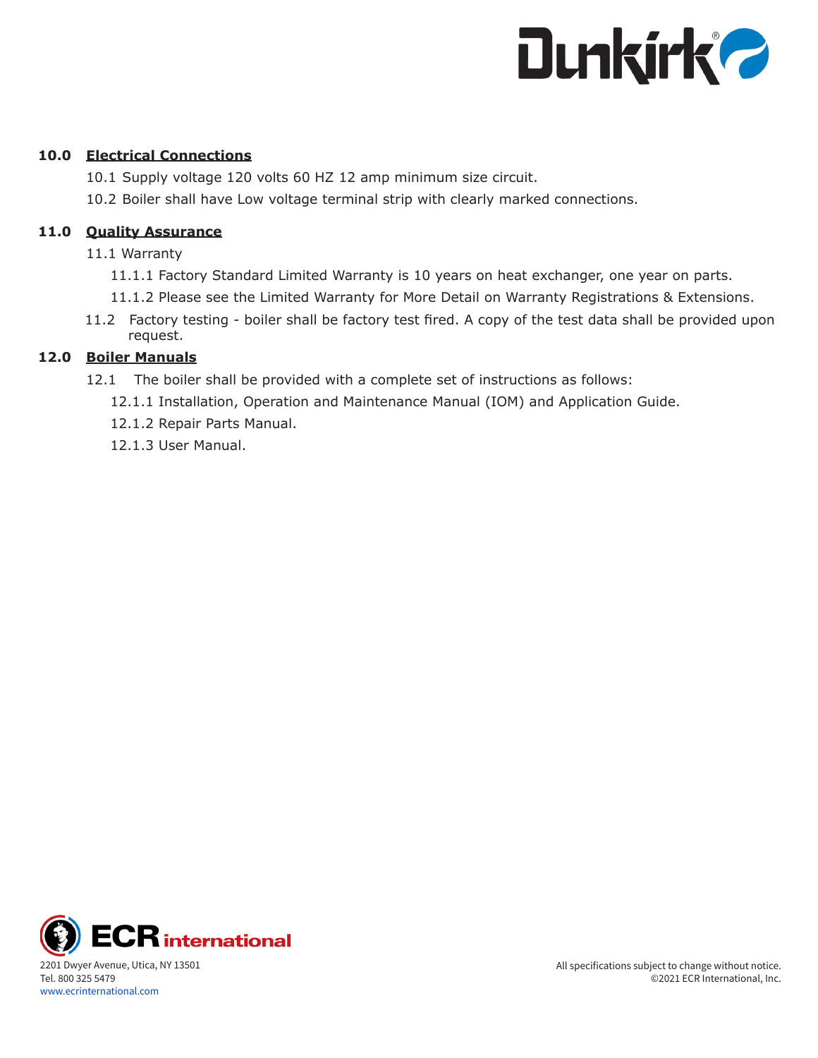## 10.0 Electrical Connections

10.1 Supply voltage 120 volts 60 HZ 12 amp minimum size circuit.

10.2 Boiler shall have Low voltage terminal strip with clearly marked connections.

## 11.0 Quality Assurance

11.1 Warranty

11.1.1 Factory Standard Limited Warranty is 10 years on heat exchanger, one year on parts.

11.1.2 Please see the Limited Warranty for More Detail on Warranty Registrations & Extensions.

11.2 Factory testing - boiler shall be factory test fired. A copy of the test data shall be provided upon request.

## 12.0 Boiler Manuals

12.1 The boiler shall be provided with a complete set of instructions as follows:

12.1.1 Installation, Operation and Maintenance Manual (IOM) and Application Guide.

12.1.2 Repair Parts Manual.

12.1.3 User Manual.

2201 Dwyer Avenue, Utica, NY 13501
Tel. 800 325 5479
www.ecrinternational.com

All specifications subject to change without notice.
©2021 ECR International, Inc.